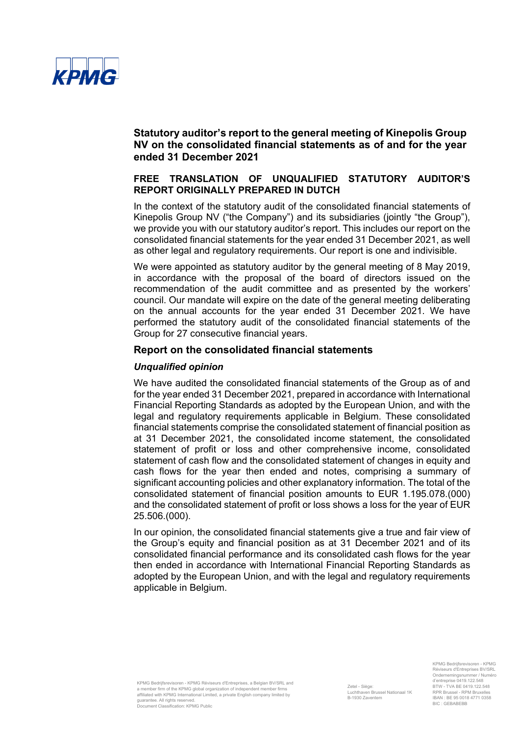# Statutory auditor's report to the general meeting of Kinepolis Group NV on the consolidated financial statements as of and for the year ended 31 December 2021

## FREE TRANSLATION OF UNQUALIFIED STATUTORY AUDITOR'S REPORT ORIGINALLY PREPARED IN DUTCH

In the context of the statutory audit of the consolidated financial statements of Kinepolis Group NV ("the Company") and its subsidiaries (jointly "the Group"), we provide you with our statutory auditor's report. This includes our report on the consolidated financial statements for the year ended 31 December 2021, as well as other legal and regulatory requirements. Our report is one and indivisible.

We were appointed as statutory auditor by the general meeting of 8 May 2019, in accordance with the proposal of the board of directors issued on the recommendation of the audit committee and as presented by the workers' council. Our mandate will expire on the date of the general meeting deliberating on the annual accounts for the year ended 31 December 2021. We have performed the statutory audit of the consolidated financial statements of the Group for 27 consecutive financial years.

## Report on the consolidated financial statements

### *Unqualified opinion*

We have audited the consolidated financial statements of the Group as of and for the year ended 31 December 2021, prepared in accordance with International Financial Reporting Standards as adopted by the European Union, and with the legal and regulatory requirements applicable in Belgium. These consolidated financial statements comprise the consolidated statement of financial position as at 31 December 2021, the consolidated income statement, the consolidated statement of profit or loss and other comprehensive income, consolidated statement of cash flow and the consolidated statement of changes in equity and cash flows for the year then ended and notes, comprising a summary of significant accounting policies and other explanatory information. The total of the consolidated statement of financial position amounts to EUR 1.195.078.(000) and the consolidated statement of profit or loss shows a loss for the year of EUR 25.506.(000).

In our opinion, the consolidated financial statements give a true and fair view of the Group's equity and financial position as at 31 December 2021 and of its consolidated financial performance and its consolidated cash flows for the year then ended in accordance with International Financial Reporting Standards as adopted by the European Union, and with the legal and regulatory requirements applicable in Belgium.

KPMG Bedrijfsrevisoren - KPMG Réviseurs d'Entreprises, a Belgian BV/SRL and a member firm of the KPMG global organization of independent member firms affiliated with KPMG International Limited, a private English company limited by guarantee. All rights reserved.
Document Classification: KPMG Public

Zetel - Siège:
Luchthaven Brussel Nationaal 1K
B-1930 Zaventem

KPMG Bedrijfsrevisoren - KPMG Réviseurs d'Entreprises BV/SRL
Ondernemingsnummer / Numéro d'entreprise 0419.122.548
BTW - TVA BE 0419.122.548
RPR Brussel - RPM Bruxelles
IBAN : BE 95 0018 4771 0358
BIC : GEBABEBB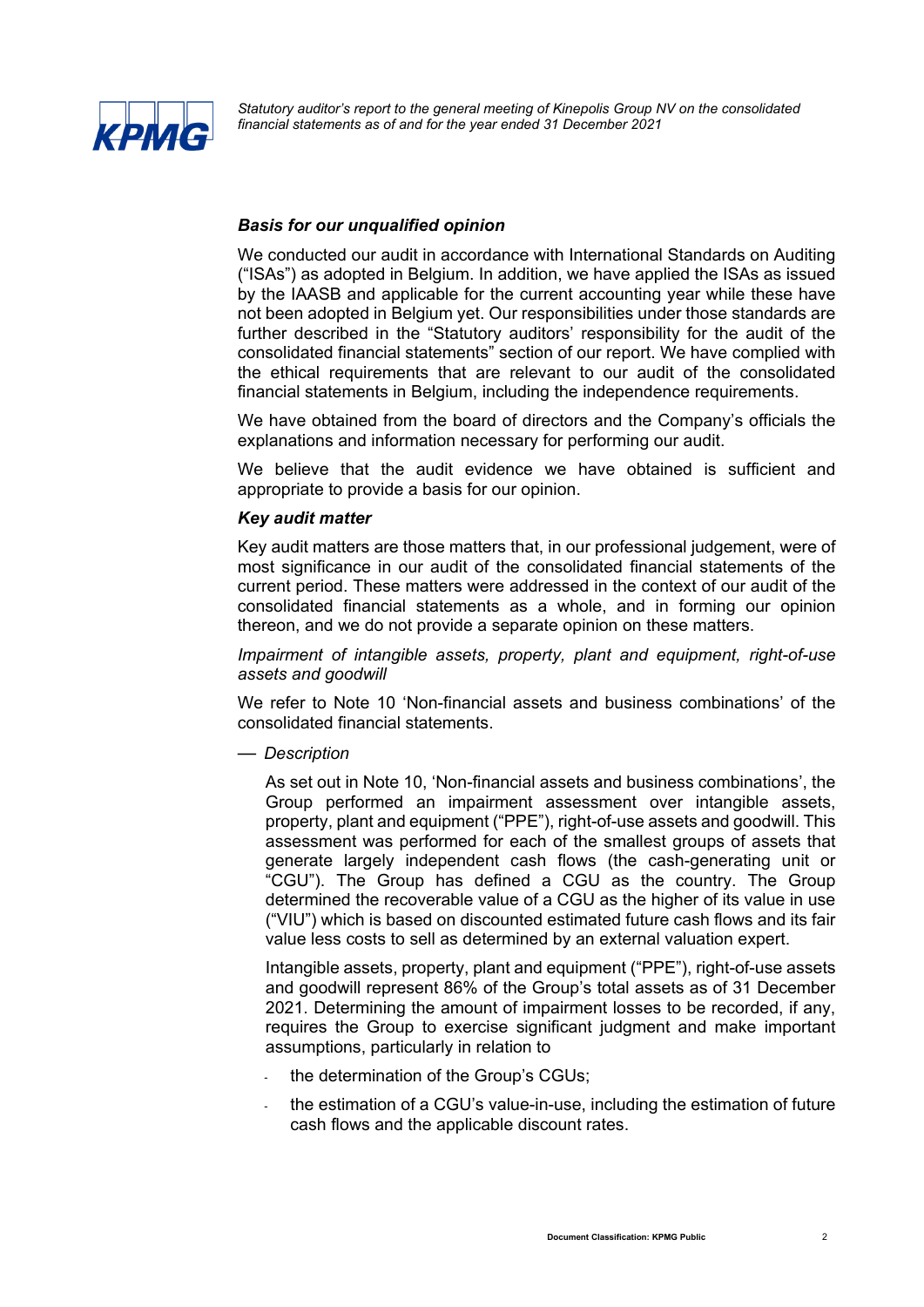### *Basis for our unqualified opinion*

We conducted our audit in accordance with International Standards on Auditing ("ISAs") as adopted in Belgium. In addition, we have applied the ISAs as issued by the IAASB and applicable for the current accounting year while these have not been adopted in Belgium yet. Our responsibilities under those standards are further described in the "Statutory auditors' responsibility for the audit of the consolidated financial statements" section of our report. We have complied with the ethical requirements that are relevant to our audit of the consolidated financial statements in Belgium, including the independence requirements.

We have obtained from the board of directors and the Company's officials the explanations and information necessary for performing our audit.

We believe that the audit evidence we have obtained is sufficient and appropriate to provide a basis for our opinion.

### *Key audit matter*

Key audit matters are those matters that, in our professional judgement, were of most significance in our audit of the consolidated financial statements of the current period. These matters were addressed in the context of our audit of the consolidated financial statements as a whole, and in forming our opinion thereon, and we do not provide a separate opinion on these matters.

*Impairment of intangible assets, property, plant and equipment, right-of-use assets and goodwill*

We refer to Note 10 'Non-financial assets and business combinations' of the consolidated financial statements.

— *Description*

As set out in Note 10, 'Non-financial assets and business combinations', the Group performed an impairment assessment over intangible assets, property, plant and equipment ("PPE"), right-of-use assets and goodwill. This assessment was performed for each of the smallest groups of assets that generate largely independent cash flows (the cash-generating unit or "CGU"). The Group has defined a CGU as the country. The Group determined the recoverable value of a CGU as the higher of its value in use ("VIU") which is based on discounted estimated future cash flows and its fair value less costs to sell as determined by an external valuation expert.

Intangible assets, property, plant and equipment ("PPE"), right-of-use assets and goodwill represent 86% of the Group's total assets as of 31 December 2021. Determining the amount of impairment losses to be recorded, if any, requires the Group to exercise significant judgment and make important assumptions, particularly in relation to

- the determination of the Group's CGUs;
- the estimation of a CGU's value-in-use, including the estimation of future cash flows and the applicable discount rates.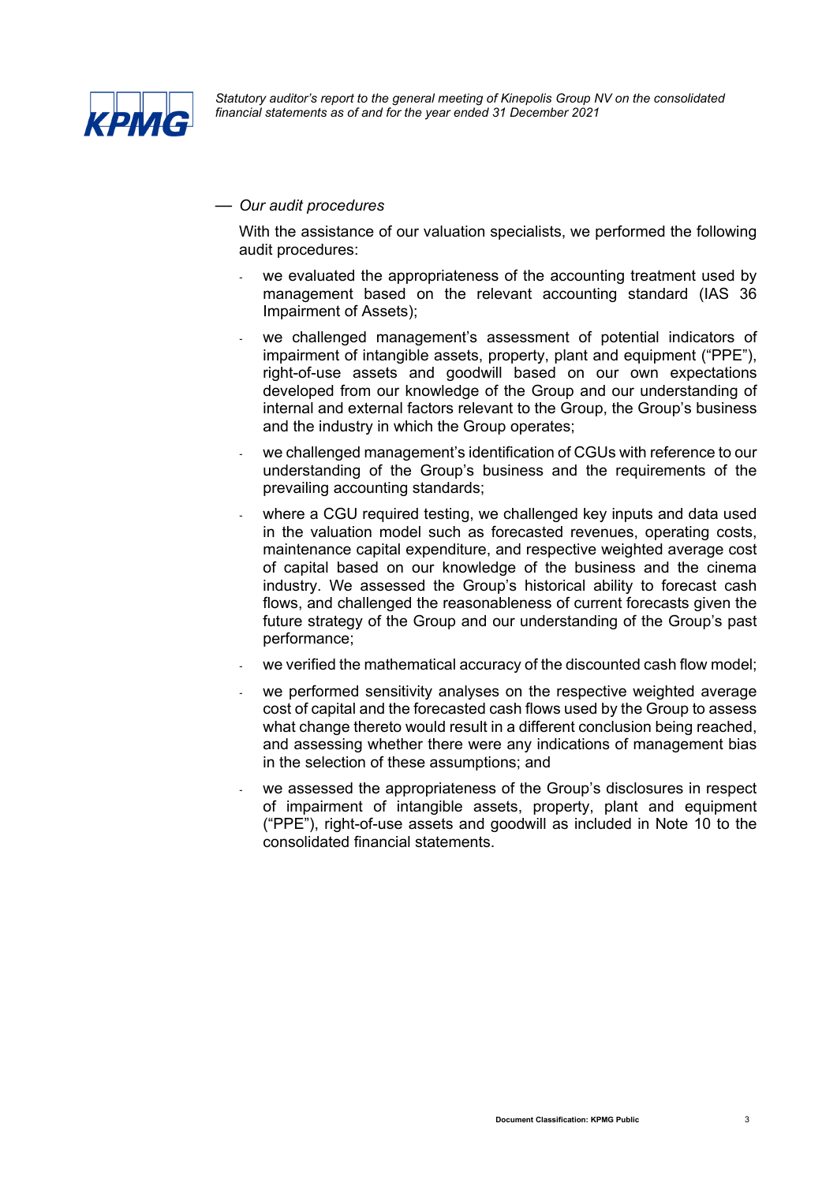— *Our audit procedures*

With the assistance of our valuation specialists, we performed the following audit procedures:

- we evaluated the appropriateness of the accounting treatment used by management based on the relevant accounting standard (IAS 36 Impairment of Assets);
- we challenged management's assessment of potential indicators of impairment of intangible assets, property, plant and equipment ("PPE"), right-of-use assets and goodwill based on our own expectations developed from our knowledge of the Group and our understanding of internal and external factors relevant to the Group, the Group's business and the industry in which the Group operates;
- we challenged management's identification of CGUs with reference to our understanding of the Group's business and the requirements of the prevailing accounting standards;
- where a CGU required testing, we challenged key inputs and data used in the valuation model such as forecasted revenues, operating costs, maintenance capital expenditure, and respective weighted average cost of capital based on our knowledge of the business and the cinema industry. We assessed the Group's historical ability to forecast cash flows, and challenged the reasonableness of current forecasts given the future strategy of the Group and our understanding of the Group's past performance;
- we verified the mathematical accuracy of the discounted cash flow model;
- we performed sensitivity analyses on the respective weighted average cost of capital and the forecasted cash flows used by the Group to assess what change thereto would result in a different conclusion being reached, and assessing whether there were any indications of management bias in the selection of these assumptions; and
- we assessed the appropriateness of the Group's disclosures in respect of impairment of intangible assets, property, plant and equipment ("PPE"), right-of-use assets and goodwill as included in Note 10 to the consolidated financial statements.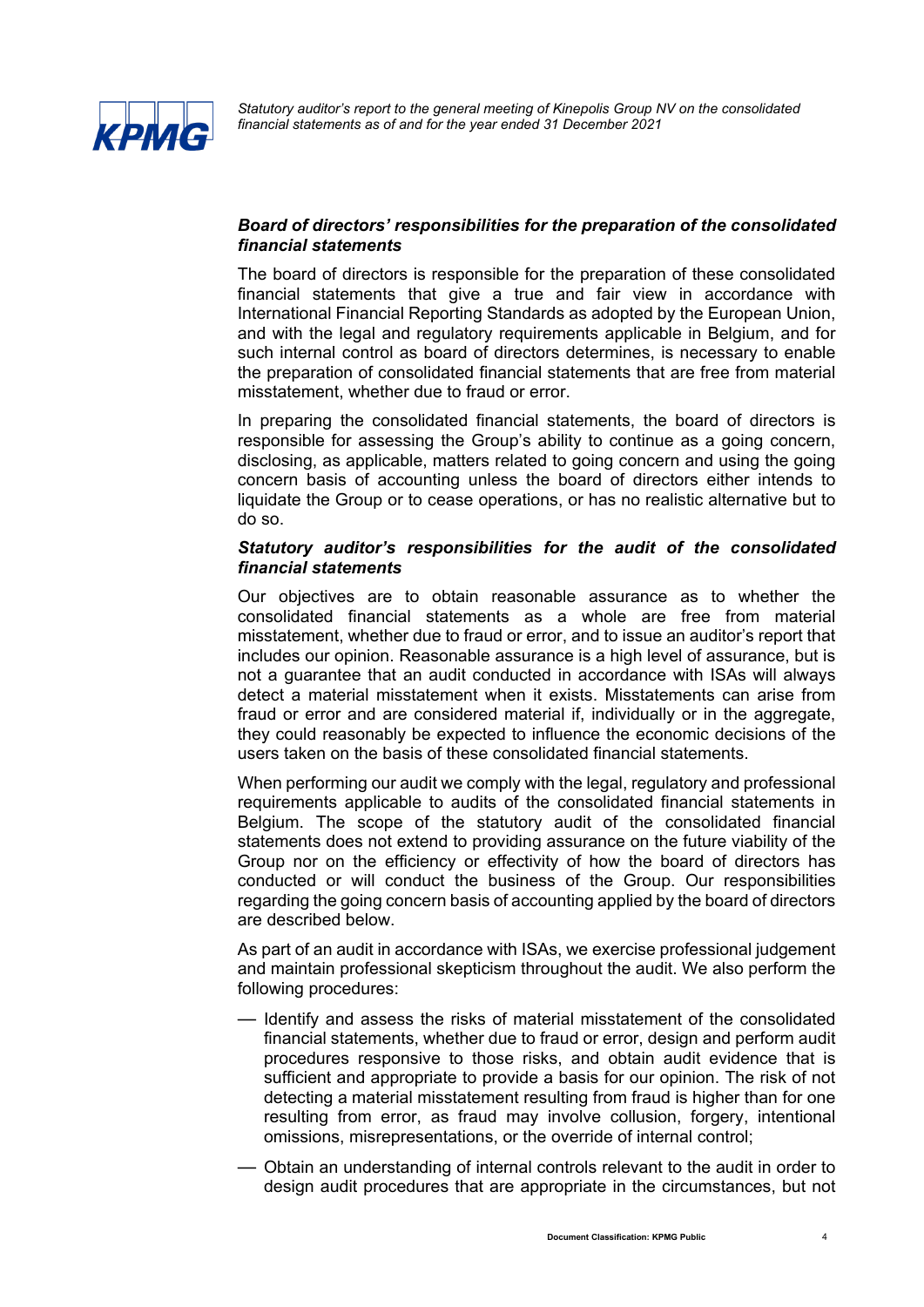***Board of directors' responsibilities for the preparation of the consolidated financial statements***

The board of directors is responsible for the preparation of these consolidated financial statements that give a true and fair view in accordance with International Financial Reporting Standards as adopted by the European Union, and with the legal and regulatory requirements applicable in Belgium, and for such internal control as board of directors determines, is necessary to enable the preparation of consolidated financial statements that are free from material misstatement, whether due to fraud or error.

In preparing the consolidated financial statements, the board of directors is responsible for assessing the Group's ability to continue as a going concern, disclosing, as applicable, matters related to going concern and using the going concern basis of accounting unless the board of directors either intends to liquidate the Group or to cease operations, or has no realistic alternative but to do so.

***Statutory auditor's responsibilities for the audit of the consolidated financial statements***

Our objectives are to obtain reasonable assurance as to whether the consolidated financial statements as a whole are free from material misstatement, whether due to fraud or error, and to issue an auditor's report that includes our opinion. Reasonable assurance is a high level of assurance, but is not a guarantee that an audit conducted in accordance with ISAs will always detect a material misstatement when it exists. Misstatements can arise from fraud or error and are considered material if, individually or in the aggregate, they could reasonably be expected to influence the economic decisions of the users taken on the basis of these consolidated financial statements.

When performing our audit we comply with the legal, regulatory and professional requirements applicable to audits of the consolidated financial statements in Belgium. The scope of the statutory audit of the consolidated financial statements does not extend to providing assurance on the future viability of the Group nor on the efficiency or effectivity of how the board of directors has conducted or will conduct the business of the Group. Our responsibilities regarding the going concern basis of accounting applied by the board of directors are described below.

As part of an audit in accordance with ISAs, we exercise professional judgement and maintain professional skepticism throughout the audit. We also perform the following procedures:

- Identify and assess the risks of material misstatement of the consolidated financial statements, whether due to fraud or error, design and perform audit procedures responsive to those risks, and obtain audit evidence that is sufficient and appropriate to provide a basis for our opinion. The risk of not detecting a material misstatement resulting from fraud is higher than for one resulting from error, as fraud may involve collusion, forgery, intentional omissions, misrepresentations, or the override of internal control;
- Obtain an understanding of internal controls relevant to the audit in order to design audit procedures that are appropriate in the circumstances, but not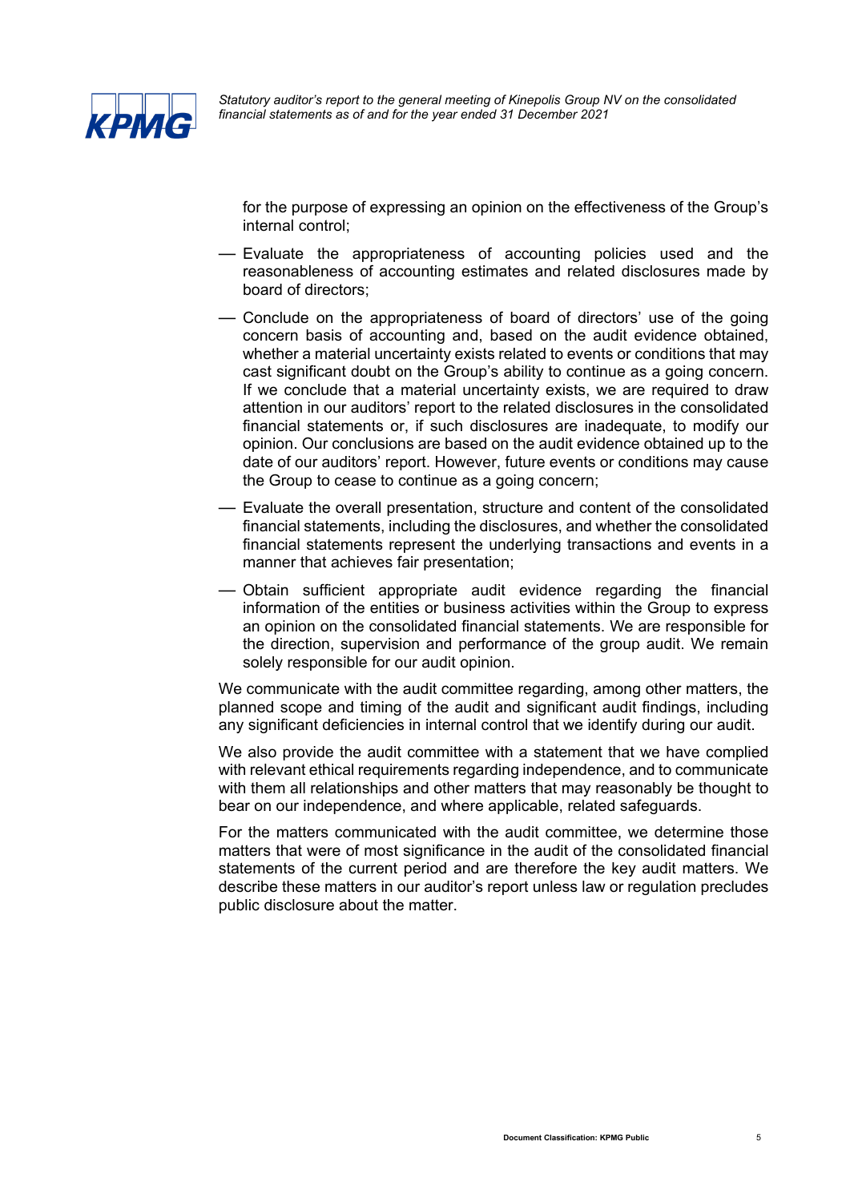for the purpose of expressing an opinion on the effectiveness of the Group's internal control;

- Evaluate the appropriateness of accounting policies used and the reasonableness of accounting estimates and related disclosures made by board of directors;
- Conclude on the appropriateness of board of directors' use of the going concern basis of accounting and, based on the audit evidence obtained, whether a material uncertainty exists related to events or conditions that may cast significant doubt on the Group's ability to continue as a going concern. If we conclude that a material uncertainty exists, we are required to draw attention in our auditors' report to the related disclosures in the consolidated financial statements or, if such disclosures are inadequate, to modify our opinion. Our conclusions are based on the audit evidence obtained up to the date of our auditors' report. However, future events or conditions may cause the Group to cease to continue as a going concern;
- Evaluate the overall presentation, structure and content of the consolidated financial statements, including the disclosures, and whether the consolidated financial statements represent the underlying transactions and events in a manner that achieves fair presentation;
- Obtain sufficient appropriate audit evidence regarding the financial information of the entities or business activities within the Group to express an opinion on the consolidated financial statements. We are responsible for the direction, supervision and performance of the group audit. We remain solely responsible for our audit opinion.

We communicate with the audit committee regarding, among other matters, the planned scope and timing of the audit and significant audit findings, including any significant deficiencies in internal control that we identify during our audit.

We also provide the audit committee with a statement that we have complied with relevant ethical requirements regarding independence, and to communicate with them all relationships and other matters that may reasonably be thought to bear on our independence, and where applicable, related safeguards.

For the matters communicated with the audit committee, we determine those matters that were of most significance in the audit of the consolidated financial statements of the current period and are therefore the key audit matters. We describe these matters in our auditor's report unless law or regulation precludes public disclosure about the matter.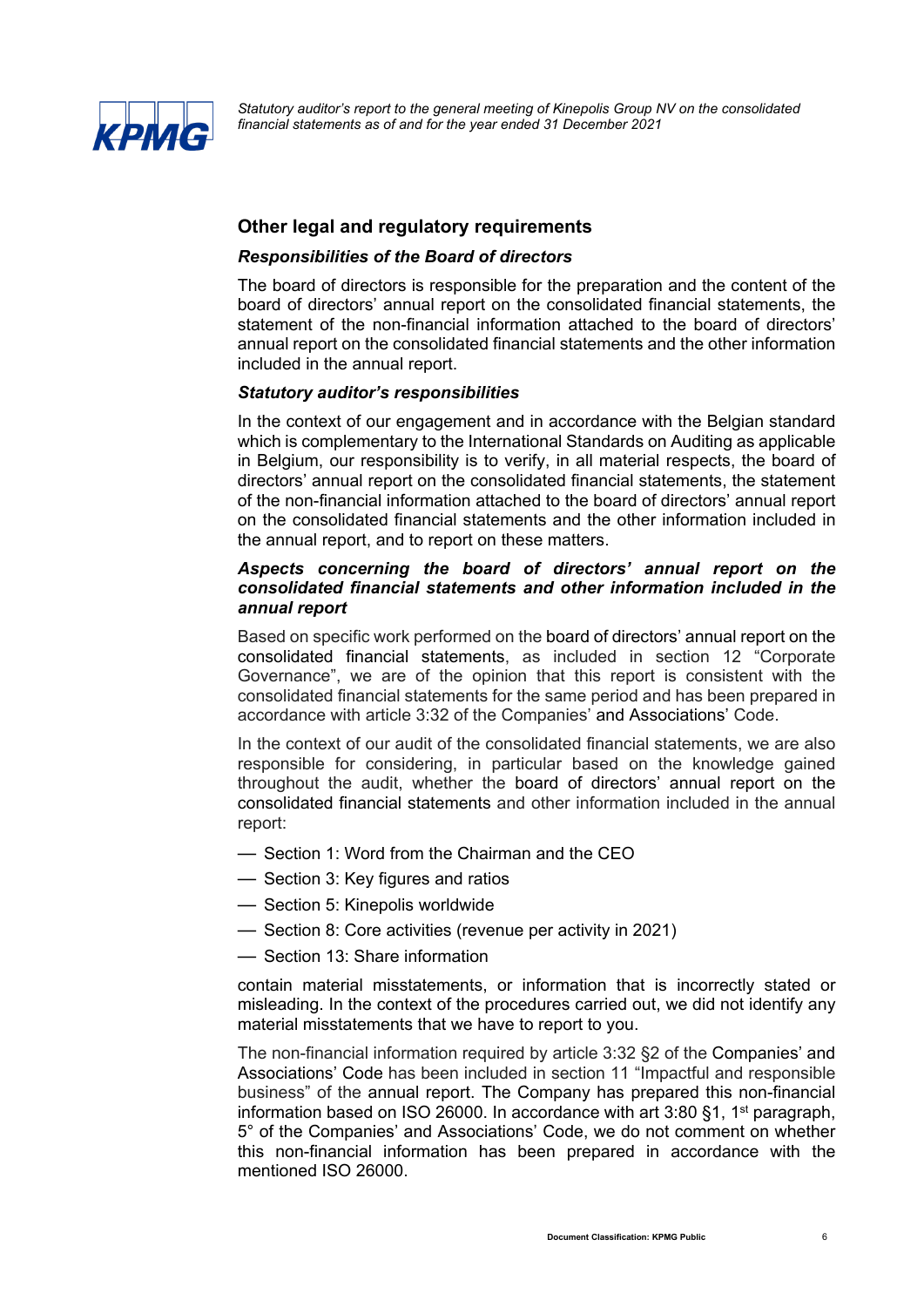## Other legal and regulatory requirements

### *Responsibilities of the Board of directors*

The board of directors is responsible for the preparation and the content of the board of directors' annual report on the consolidated financial statements, the statement of the non-financial information attached to the board of directors' annual report on the consolidated financial statements and the other information included in the annual report.

### *Statutory auditor's responsibilities*

In the context of our engagement and in accordance with the Belgian standard which is complementary to the International Standards on Auditing as applicable in Belgium, our responsibility is to verify, in all material respects, the board of directors' annual report on the consolidated financial statements, the statement of the non-financial information attached to the board of directors' annual report on the consolidated financial statements and the other information included in the annual report, and to report on these matters.

### *Aspects concerning the board of directors' annual report on the consolidated financial statements and other information included in the annual report*

Based on specific work performed on the board of directors' annual report on the consolidated financial statements, as included in section 12 "Corporate Governance", we are of the opinion that this report is consistent with the consolidated financial statements for the same period and has been prepared in accordance with article 3:32 of the Companies' and Associations' Code.

In the context of our audit of the consolidated financial statements, we are also responsible for considering, in particular based on the knowledge gained throughout the audit, whether the board of directors' annual report on the consolidated financial statements and other information included in the annual report:

- Section 1: Word from the Chairman and the CEO
- Section 3: Key figures and ratios
- Section 5: Kinepolis worldwide
- Section 8: Core activities (revenue per activity in 2021)
- Section 13: Share information

contain material misstatements, or information that is incorrectly stated or misleading. In the context of the procedures carried out, we did not identify any material misstatements that we have to report to you.

The non-financial information required by article 3:32 §2 of the Companies' and Associations' Code has been included in section 11 "Impactful and responsible business" of the annual report. The Company has prepared this non-financial information based on ISO 26000. In accordance with art 3:80 §1, 1st paragraph, 5° of the Companies' and Associations' Code, we do not comment on whether this non-financial information has been prepared in accordance with the mentioned ISO 26000.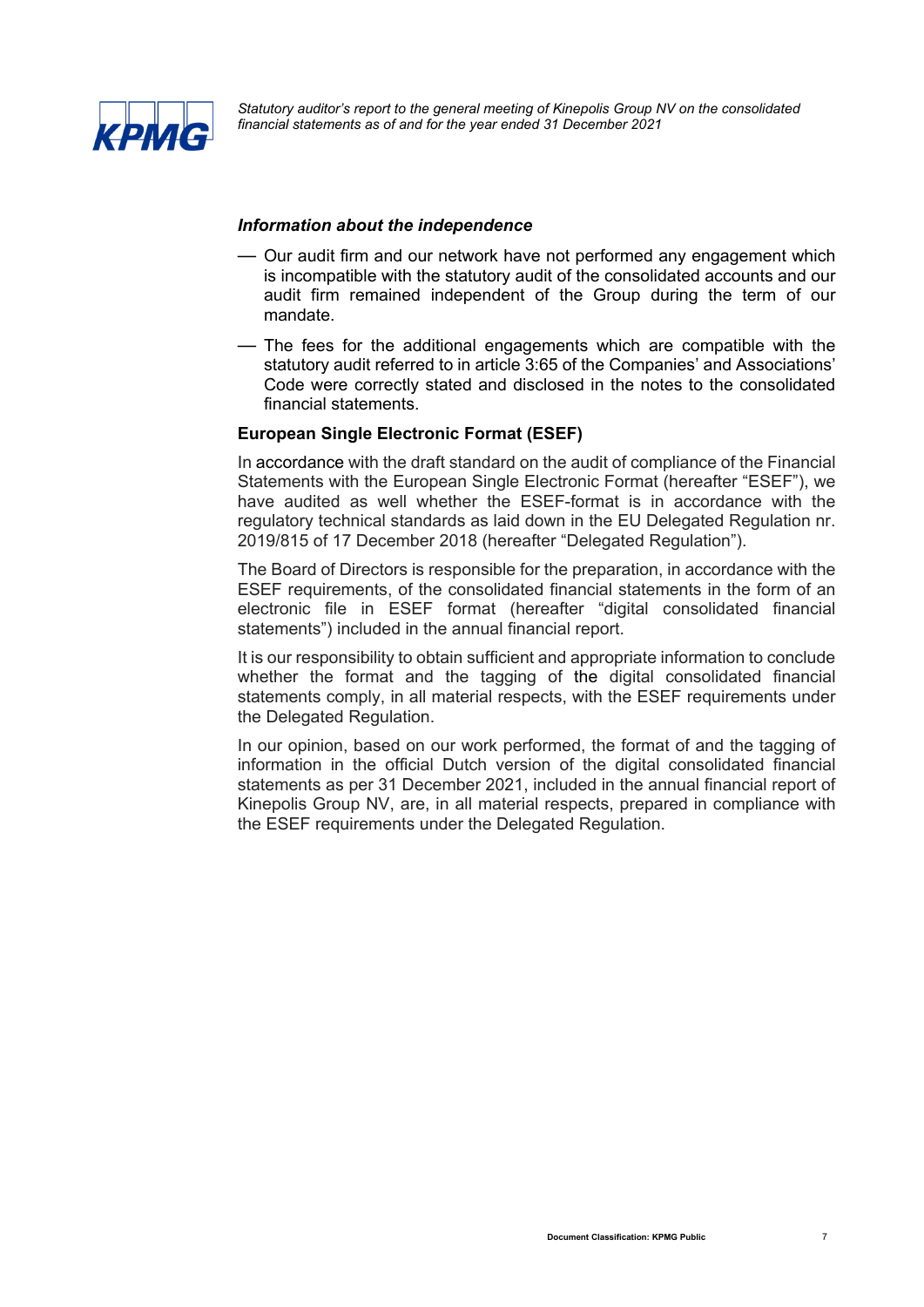#### *Information about the independence*

- Our audit firm and our network have not performed any engagement which is incompatible with the statutory audit of the consolidated accounts and our audit firm remained independent of the Group during the term of our mandate.
- The fees for the additional engagements which are compatible with the statutory audit referred to in article 3:65 of the Companies' and Associations' Code were correctly stated and disclosed in the notes to the consolidated financial statements.

#### European Single Electronic Format (ESEF)

In accordance with the draft standard on the audit of compliance of the Financial Statements with the European Single Electronic Format (hereafter "ESEF"), we have audited as well whether the ESEF-format is in accordance with the regulatory technical standards as laid down in the EU Delegated Regulation nr. 2019/815 of 17 December 2018 (hereafter "Delegated Regulation").

The Board of Directors is responsible for the preparation, in accordance with the ESEF requirements, of the consolidated financial statements in the form of an electronic file in ESEF format (hereafter "digital consolidated financial statements") included in the annual financial report.

It is our responsibility to obtain sufficient and appropriate information to conclude whether the format and the tagging of the digital consolidated financial statements comply, in all material respects, with the ESEF requirements under the Delegated Regulation.

In our opinion, based on our work performed, the format of and the tagging of information in the official Dutch version of the digital consolidated financial statements as per 31 December 2021, included in the annual financial report of Kinepolis Group NV, are, in all material respects, prepared in compliance with the ESEF requirements under the Delegated Regulation.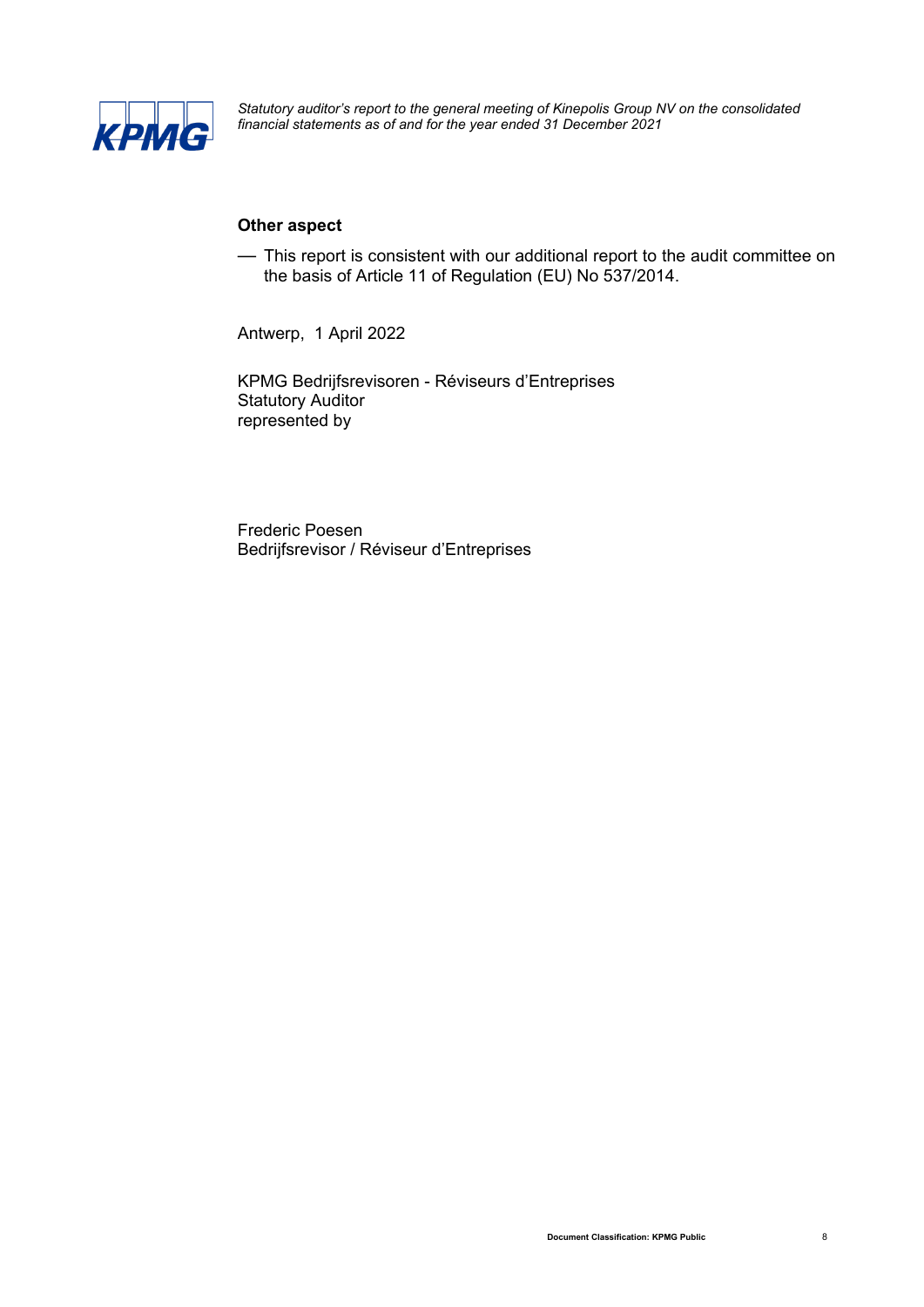**Other aspect**

- This report is consistent with our additional report to the audit committee on the basis of Article 11 of Regulation (EU) No 537/2014.

Antwerp, 1 April 2022

KPMG Bedrijfsrevisoren - Réviseurs d'Entreprises
Statutory Auditor
represented by

Frederic Poesen
Bedrijfsrevisor / Réviseur d'Entreprises